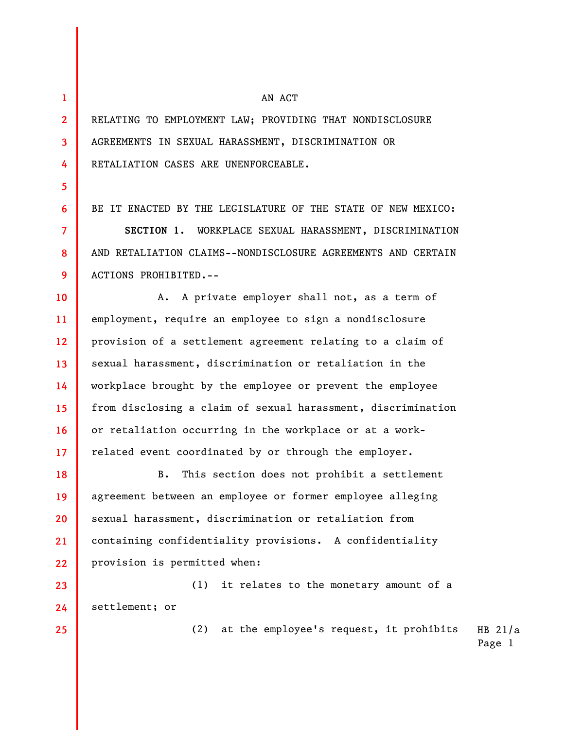AN ACT

RELATING TO EMPLOYMENT LAW; PROVIDING THAT NONDISCLOSURE AGREEMENTS IN SEXUAL HARASSMENT, DISCRIMINATION OR RETALIATION CASES ARE UNENFORCEABLE.

BE IT ENACTED BY THE LEGISLATURE OF THE STATE OF NEW MEXICO:

**SECTION 1.** WORKPLACE SEXUAL HARASSMENT, DISCRIMINATION AND RETALIATION CLAIMS--NONDISCLOSURE AGREEMENTS AND CERTAIN ACTIONS PROHIBITED.--

A. A private employer shall not, as a term of employment, require an employee to sign a nondisclosure provision of a settlement agreement relating to a claim of sexual harassment, discrimination or retaliation in the workplace brought by the employee or prevent the employee from disclosing a claim of sexual harassment, discrimination or retaliation occurring in the workplace or at a work-related event coordinated by or through the employer.

B. This section does not prohibit a settlement agreement between an employee or former employee alleging sexual harassment, discrimination or retaliation from containing confidentiality provisions. A confidentiality provision is permitted when:

(1) it relates to the monetary amount of a settlement; or

(2) at the employee's request, it prohibits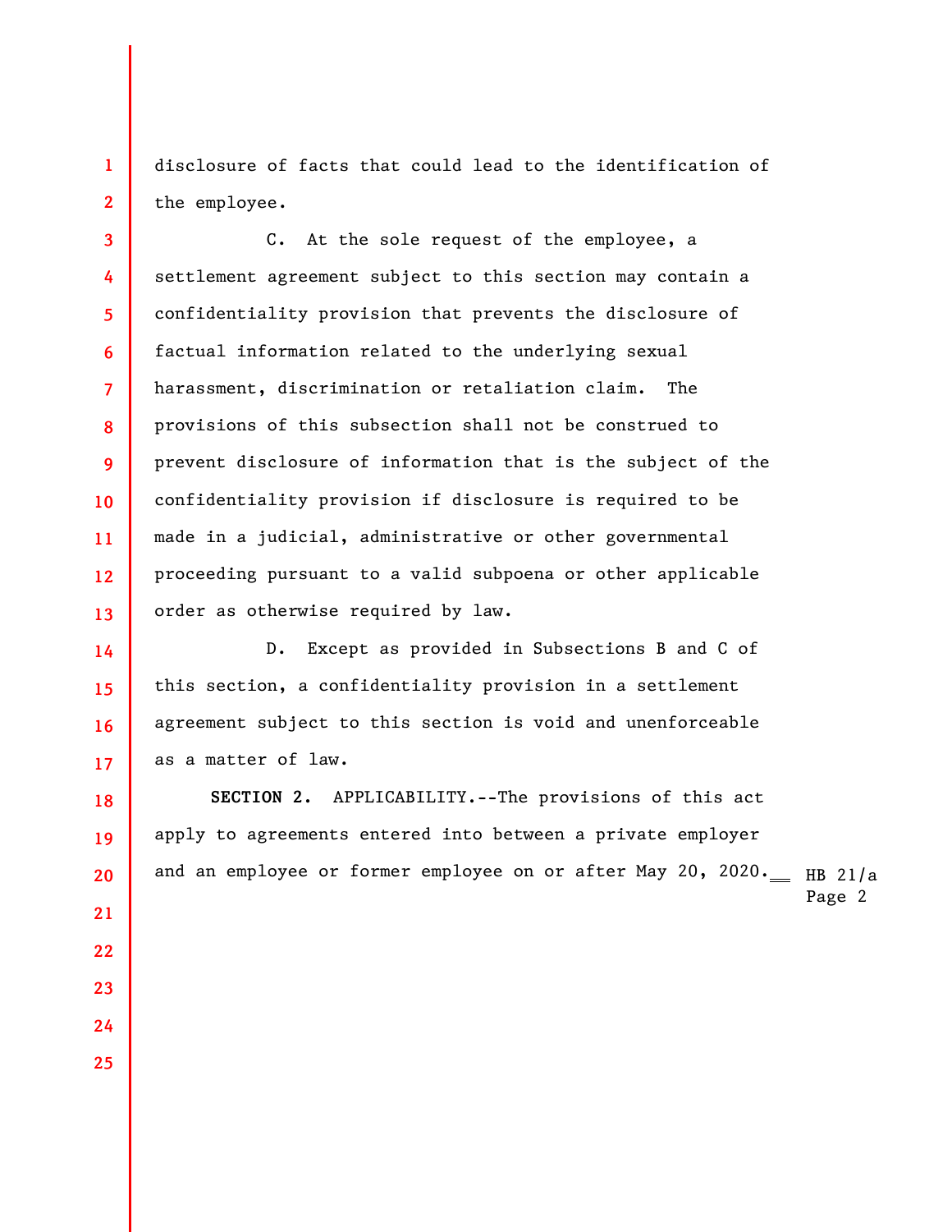disclosure of facts that could lead to the identification of the employee.

C. At the sole request of the employee, a settlement agreement subject to this section may contain a confidentiality provision that prevents the disclosure of factual information related to the underlying sexual harassment, discrimination or retaliation claim. The provisions of this subsection shall not be construed to prevent disclosure of information that is the subject of the confidentiality provision if disclosure is required to be made in a judicial, administrative or other governmental proceeding pursuant to a valid subpoena or other applicable order as otherwise required by law.

D. Except as provided in Subsections B and C of this section, a confidentiality provision in a settlement agreement subject to this section is void and unenforceable as a matter of law.

**SECTION 2.** APPLICABILITY.--The provisions of this act apply to agreements entered into between a private employer and an employee or former employee on or after May 20, 2020.